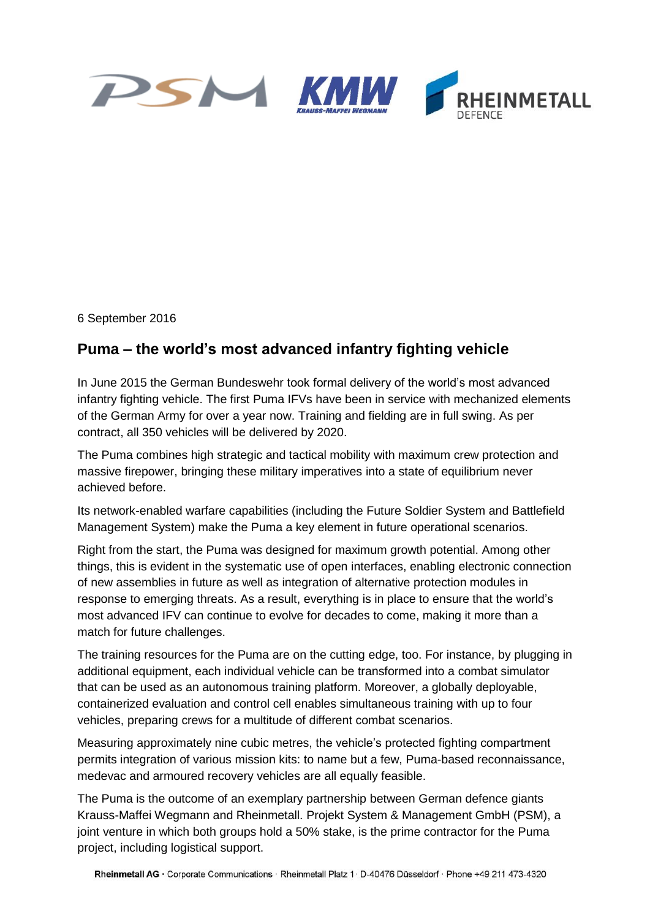6 September 2016

## Puma – the world's most advanced infantry fighting vehicle

In June 2015 the German Bundeswehr took formal delivery of the world's most advanced infantry fighting vehicle. The first Puma IFVs have been in service with mechanized elements of the German Army for over a year now. Training and fielding are in full swing. As per contract, all 350 vehicles will be delivered by 2020.

The Puma combines high strategic and tactical mobility with maximum crew protection and massive firepower, bringing these military imperatives into a state of equilibrium never achieved before.

Its network-enabled warfare capabilities (including the Future Soldier System and Battlefield Management System) make the Puma a key element in future operational scenarios.

Right from the start, the Puma was designed for maximum growth potential. Among other things, this is evident in the systematic use of open interfaces, enabling electronic connection of new assemblies in future as well as integration of alternative protection modules in response to emerging threats. As a result, everything is in place to ensure that the world's most advanced IFV can continue to evolve for decades to come, making it more than a match for future challenges.

The training resources for the Puma are on the cutting edge, too. For instance, by plugging in additional equipment, each individual vehicle can be transformed into a combat simulator that can be used as an autonomous training platform. Moreover, a globally deployable, containerized evaluation and control cell enables simultaneous training with up to four vehicles, preparing crews for a multitude of different combat scenarios.

Measuring approximately nine cubic metres, the vehicle's protected fighting compartment permits integration of various mission kits: to name but a few, Puma-based reconnaissance, medevac and armoured recovery vehicles are all equally feasible.

The Puma is the outcome of an exemplary partnership between German defence giants Krauss-Maffei Wegmann and Rheinmetall. Projekt System & Management GmbH (PSM), a joint venture in which both groups hold a 50% stake, is the prime contractor for the Puma project, including logistical support.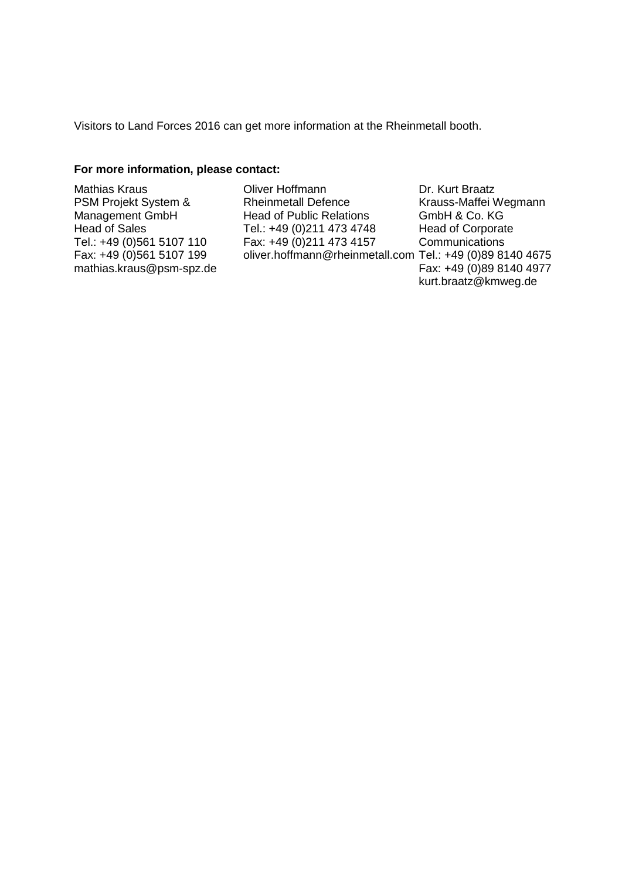Visitors to Land Forces 2016 can get more information at the Rheinmetall booth.

**For more information, please contact:**

Mathias Kraus
PSM Projekt System & Management GmbH
Head of Sales
Tel.: +49 (0)561 5107 110
Fax: +49 (0)561 5107 199
mathias.kraus@psm-spz.de

Oliver Hoffmann
Rheinmetall Defence
Head of Public Relations
Tel.: +49 (0)211 473 4748
Fax: +49 (0)211 473 4157
oliver.hoffmann@rheinmetall.com

Dr. Kurt Braatz
Krauss-Maffei Wegmann GmbH & Co. KG
Head of Corporate Communications
Tel.: +49 (0)89 8140 4675
Fax: +49 (0)89 8140 4977
kurt.braatz@kmweg.de